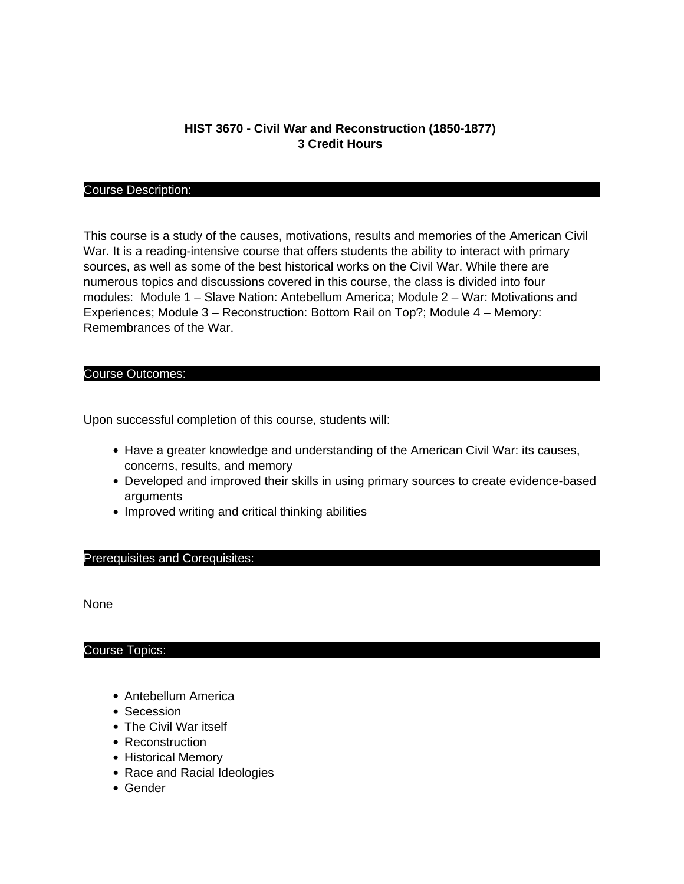# HIST 3670 - Civil War and Reconstruction (1850-1877)
**3 Credit Hours**

## Course Description:

This course is a study of the causes, motivations, results and memories of the American Civil War. It is a reading-intensive course that offers students the ability to interact with primary sources, as well as some of the best historical works on the Civil War. While there are numerous topics and discussions covered in this course, the class is divided into four modules: Module 1 – Slave Nation: Antebellum America; Module 2 – War: Motivations and Experiences; Module 3 – Reconstruction: Bottom Rail on Top?; Module 4 – Memory: Remembrances of the War.

## Course Outcomes:

Upon successful completion of this course, students will:

- Have a greater knowledge and understanding of the American Civil War: its causes, concerns, results, and memory
- Developed and improved their skills in using primary sources to create evidence-based arguments
- Improved writing and critical thinking abilities

## Prerequisites and Corequisites:

None

## Course Topics:

- Antebellum America
- Secession
- The Civil War itself
- Reconstruction
- Historical Memory
- Race and Racial Ideologies
- Gender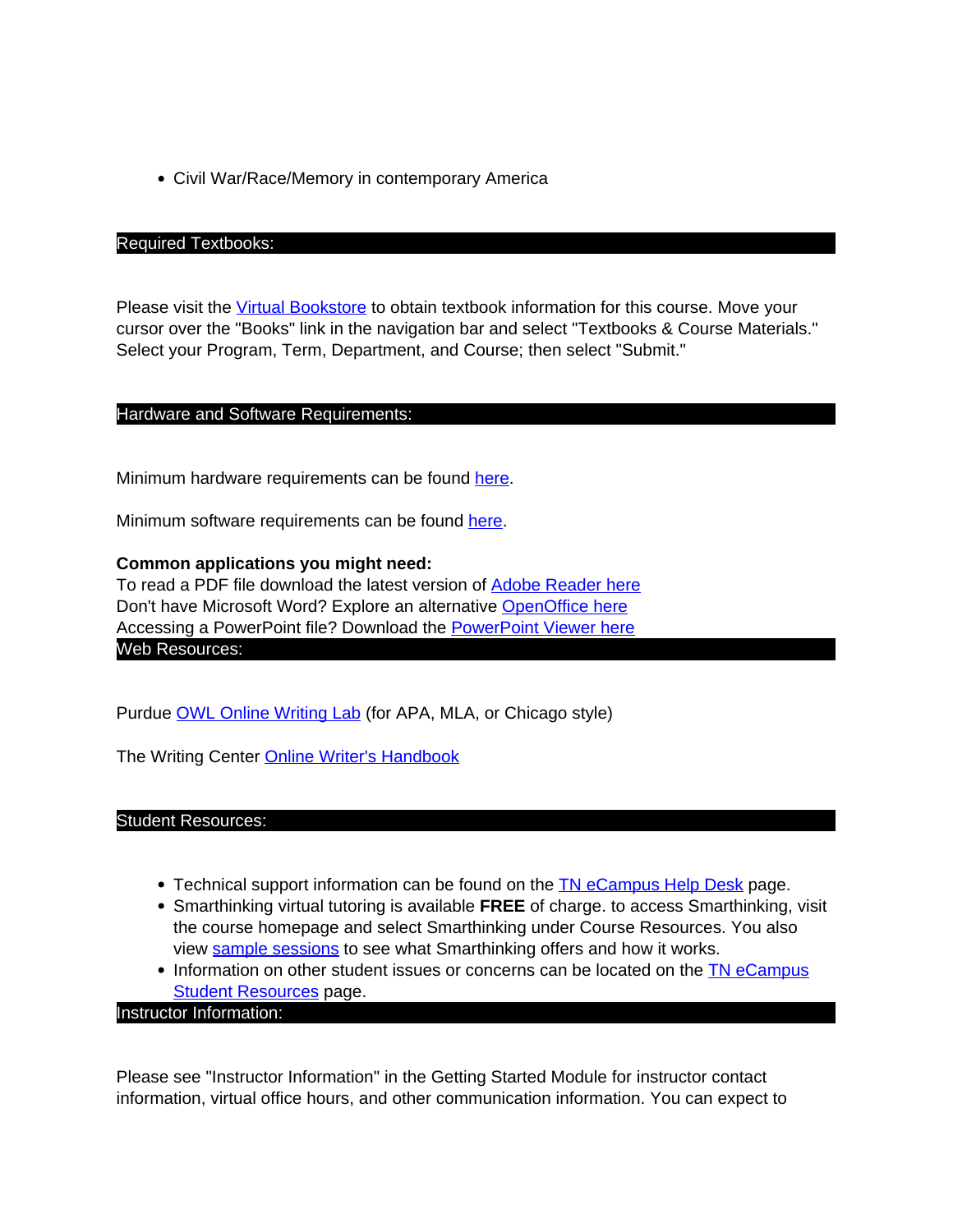- Civil War/Race/Memory in contemporary America

## Required Textbooks:

Please visit the Virtual Bookstore to obtain textbook information for this course. Move your cursor over the "Books" link in the navigation bar and select "Textbooks & Course Materials." Select your Program, Term, Department, and Course; then select "Submit."

## Hardware and Software Requirements:

Minimum hardware requirements can be found here.

Minimum software requirements can be found here.

**Common applications you might need:**
To read a PDF file download the latest version of Adobe Reader here
Don't have Microsoft Word? Explore an alternative OpenOffice here
Accessing a PowerPoint file? Download the PowerPoint Viewer here

## Web Resources:

Purdue OWL Online Writing Lab (for APA, MLA, or Chicago style)

The Writing Center Online Writer's Handbook

## Student Resources:

- Technical support information can be found on the TN eCampus Help Desk page.
- Smarthinking virtual tutoring is available **FREE** of charge. to access Smarthinking, visit the course homepage and select Smarthinking under Course Resources. You also view sample sessions to see what Smarthinking offers and how it works.
- Information on other student issues or concerns can be located on the TN eCampus Student Resources page.

## Instructor Information:

Please see "Instructor Information" in the Getting Started Module for instructor contact information, virtual office hours, and other communication information. You can expect to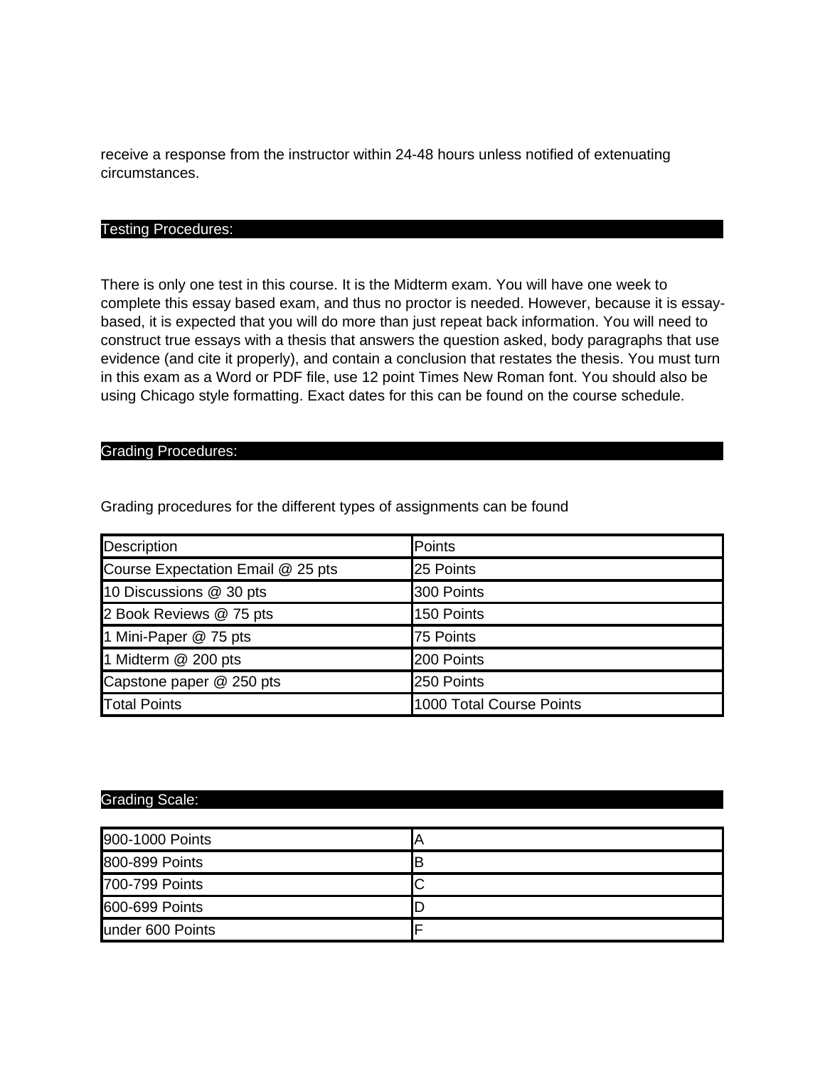receive a response from the instructor within 24-48 hours unless notified of extenuating circumstances.

## Testing Procedures:

There is only one test in this course. It is the Midterm exam. You will have one week to complete this essay based exam, and thus no proctor is needed. However, because it is essay-based, it is expected that you will do more than just repeat back information. You will need to construct true essays with a thesis that answers the question asked, body paragraphs that use evidence (and cite it properly), and contain a conclusion that restates the thesis. You must turn in this exam as a Word or PDF file, use 12 point Times New Roman font. You should also be using Chicago style formatting. Exact dates for this can be found on the course schedule.

## Grading Procedures:

Grading procedures for the different types of assignments can be found

| Description | Points |
| --- | --- |
| Course Expectation Email @ 25 pts | 25 Points |
| 10 Discussions @ 30 pts | 300 Points |
| 2 Book Reviews @ 75 pts | 150 Points |
| 1 Mini-Paper @ 75 pts | 75 Points |
| 1 Midterm @ 200 pts | 200 Points |
| Capstone paper @ 250 pts | 250 Points |
| Total Points | 1000 Total Course Points |

## Grading Scale:

| | |
| --- | --- |
| 900-1000 Points | A |
| 800-899 Points | B |
| 700-799 Points | C |
| 600-699 Points | D |
| under 600 Points | F |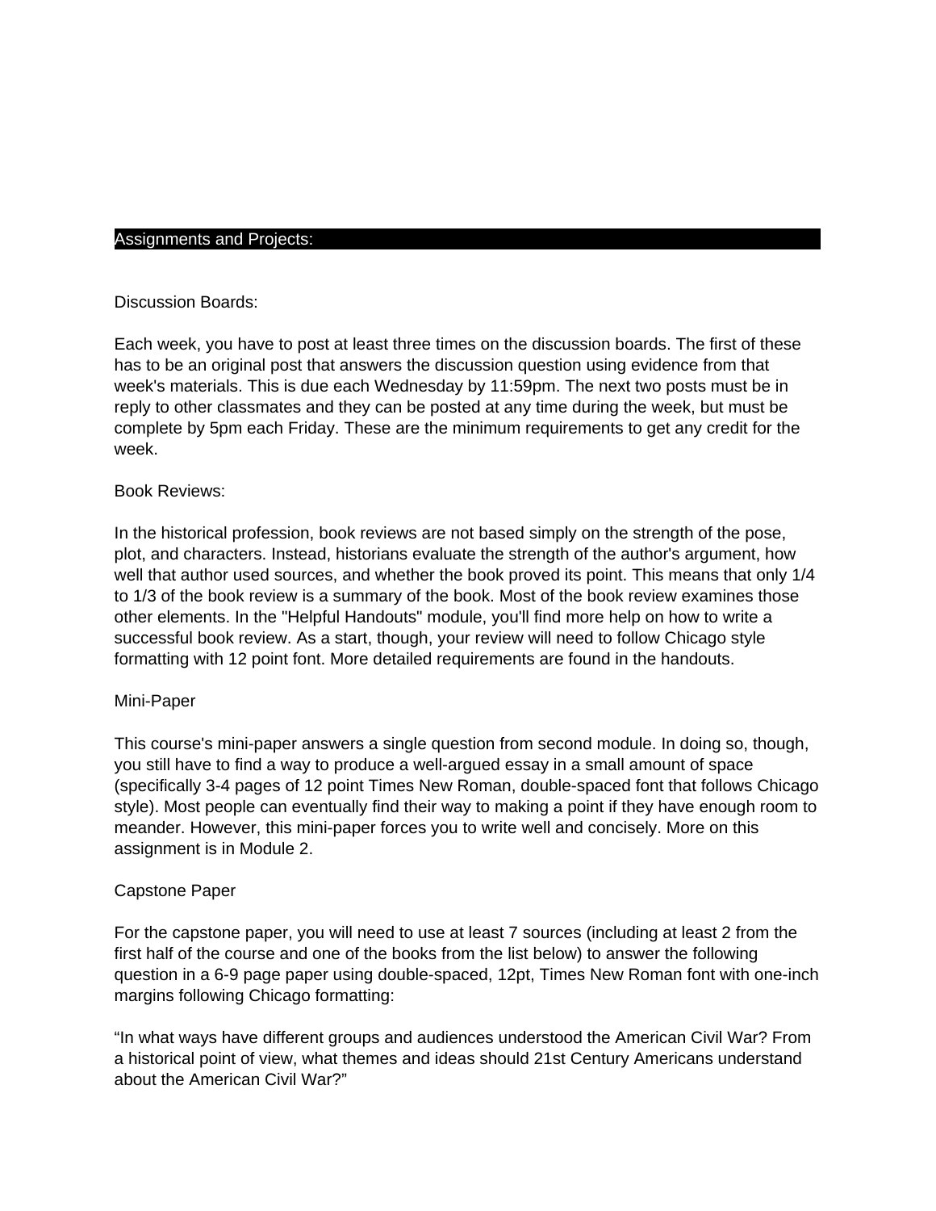## Assignments and Projects:

### Discussion Boards:

Each week, you have to post at least three times on the discussion boards. The first of these has to be an original post that answers the discussion question using evidence from that week's materials. This is due each Wednesday by 11:59pm. The next two posts must be in reply to other classmates and they can be posted at any time during the week, but must be complete by 5pm each Friday. These are the minimum requirements to get any credit for the week.

### Book Reviews:

In the historical profession, book reviews are not based simply on the strength of the pose, plot, and characters. Instead, historians evaluate the strength of the author's argument, how well that author used sources, and whether the book proved its point. This means that only 1/4 to 1/3 of the book review is a summary of the book. Most of the book review examines those other elements. In the "Helpful Handouts" module, you'll find more help on how to write a successful book review. As a start, though, your review will need to follow Chicago style formatting with 12 point font. More detailed requirements are found in the handouts.

### Mini-Paper

This course's mini-paper answers a single question from second module. In doing so, though, you still have to find a way to produce a well-argued essay in a small amount of space (specifically 3-4 pages of 12 point Times New Roman, double-spaced font that follows Chicago style). Most people can eventually find their way to making a point if they have enough room to meander. However, this mini-paper forces you to write well and concisely. More on this assignment is in Module 2.

### Capstone Paper

For the capstone paper, you will need to use at least 7 sources (including at least 2 from the first half of the course and one of the books from the list below) to answer the following question in a 6-9 page paper using double-spaced, 12pt, Times New Roman font with one-inch margins following Chicago formatting:

"In what ways have different groups and audiences understood the American Civil War? From a historical point of view, what themes and ideas should 21st Century Americans understand about the American Civil War?"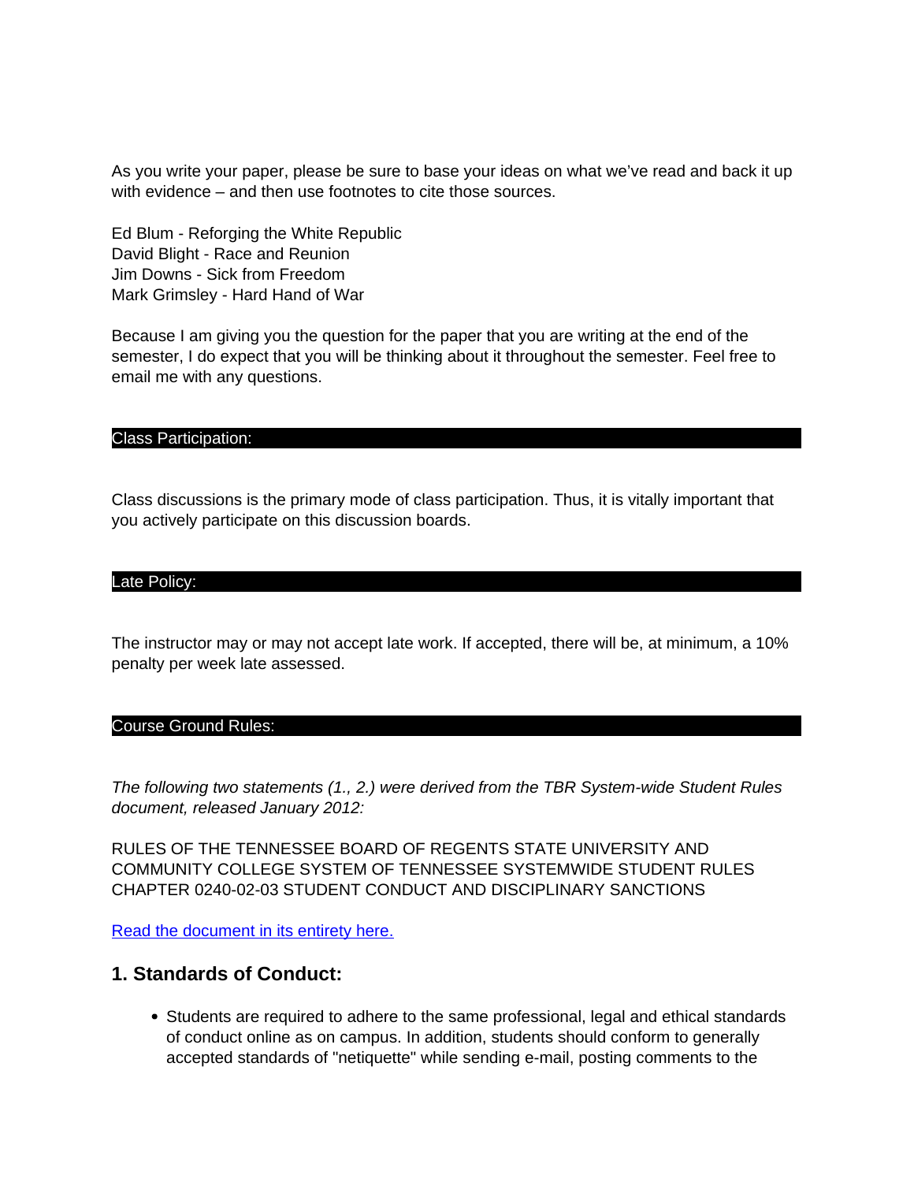As you write your paper, please be sure to base your ideas on what we've read and back it up with evidence – and then use footnotes to cite those sources.

Ed Blum - Reforging the White Republic
David Blight - Race and Reunion
Jim Downs - Sick from Freedom
Mark Grimsley - Hard Hand of War

Because I am giving you the question for the paper that you are writing at the end of the semester, I do expect that you will be thinking about it throughout the semester. Feel free to email me with any questions.

## Class Participation:

Class discussions is the primary mode of class participation. Thus, it is vitally important that you actively participate on this discussion boards.

## Late Policy:

The instructor may or may not accept late work. If accepted, there will be, at minimum, a 10% penalty per week late assessed.

## Course Ground Rules:

*The following two statements (1., 2.) were derived from the TBR System-wide Student Rules document, released January 2012:*

RULES OF THE TENNESSEE BOARD OF REGENTS STATE UNIVERSITY AND COMMUNITY COLLEGE SYSTEM OF TENNESSEE SYSTEMWIDE STUDENT RULES CHAPTER 0240-02-03 STUDENT CONDUCT AND DISCIPLINARY SANCTIONS

Read the document in its entirety here.

### 1. Standards of Conduct:

- Students are required to adhere to the same professional, legal and ethical standards of conduct online as on campus. In addition, students should conform to generally accepted standards of "netiquette" while sending e-mail, posting comments to the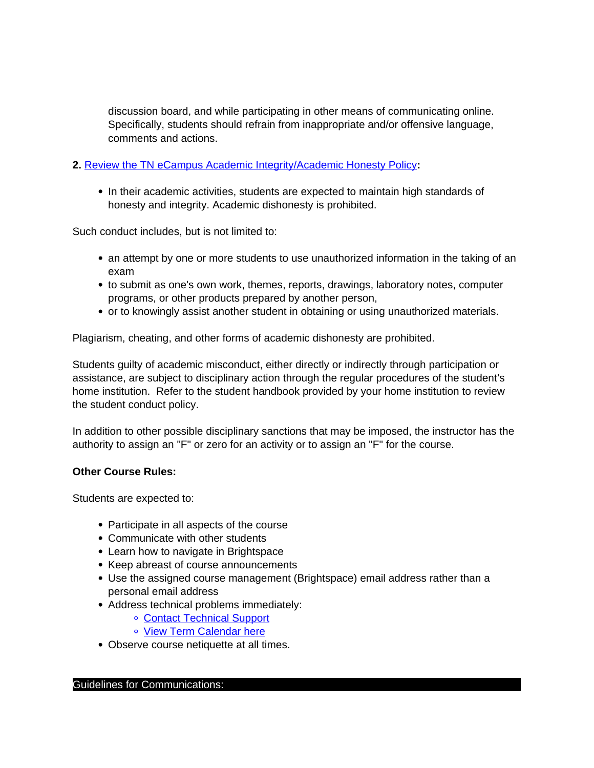discussion board, and while participating in other means of communicating online. Specifically, students should refrain from inappropriate and/or offensive language, comments and actions.

**2.** [Review the TN eCampus Academic Integrity/Academic Honesty Policy](#)**:**

- In their academic activities, students are expected to maintain high standards of honesty and integrity. Academic dishonesty is prohibited.

Such conduct includes, but is not limited to:

- an attempt by one or more students to use unauthorized information in the taking of an exam
- to submit as one's own work, themes, reports, drawings, laboratory notes, computer programs, or other products prepared by another person,
- or to knowingly assist another student in obtaining or using unauthorized materials.

Plagiarism, cheating, and other forms of academic dishonesty are prohibited.

Students guilty of academic misconduct, either directly or indirectly through participation or assistance, are subject to disciplinary action through the regular procedures of the student's home institution. Refer to the student handbook provided by your home institution to review the student conduct policy.

In addition to other possible disciplinary sanctions that may be imposed, the instructor has the authority to assign an "F" or zero for an activity or to assign an "F" for the course.

**Other Course Rules:**

Students are expected to:

- Participate in all aspects of the course
- Communicate with other students
- Learn how to navigate in Brightspace
- Keep abreast of course announcements
- Use the assigned course management (Brightspace) email address rather than a personal email address
- Address technical problems immediately:
  - [Contact Technical Support](#)
  - [View Term Calendar here](#)
- Observe course netiquette at all times.

## Guidelines for Communications: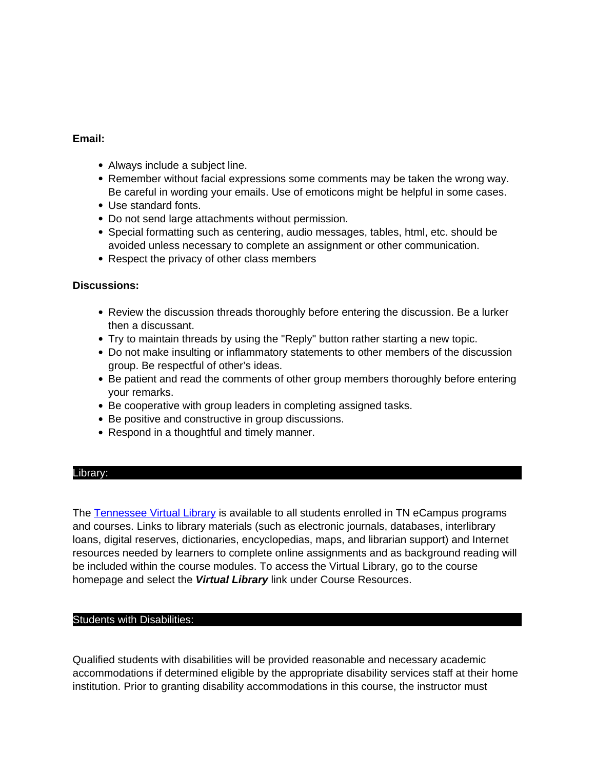**Email:**

- Always include a subject line.
- Remember without facial expressions some comments may be taken the wrong way. Be careful in wording your emails. Use of emoticons might be helpful in some cases.
- Use standard fonts.
- Do not send large attachments without permission.
- Special formatting such as centering, audio messages, tables, html, etc. should be avoided unless necessary to complete an assignment or other communication.
- Respect the privacy of other class members

**Discussions:**

- Review the discussion threads thoroughly before entering the discussion. Be a lurker then a discussant.
- Try to maintain threads by using the "Reply" button rather starting a new topic.
- Do not make insulting or inflammatory statements to other members of the discussion group. Be respectful of other's ideas.
- Be patient and read the comments of other group members thoroughly before entering your remarks.
- Be cooperative with group leaders in completing assigned tasks.
- Be positive and constructive in group discussions.
- Respond in a thoughtful and timely manner.

## Library:

The Tennessee Virtual Library is available to all students enrolled in TN eCampus programs and courses. Links to library materials (such as electronic journals, databases, interlibrary loans, digital reserves, dictionaries, encyclopedias, maps, and librarian support) and Internet resources needed by learners to complete online assignments and as background reading will be included within the course modules. To access the Virtual Library, go to the course homepage and select the ***Virtual Library*** link under Course Resources.

## Students with Disabilities:

Qualified students with disabilities will be provided reasonable and necessary academic accommodations if determined eligible by the appropriate disability services staff at their home institution. Prior to granting disability accommodations in this course, the instructor must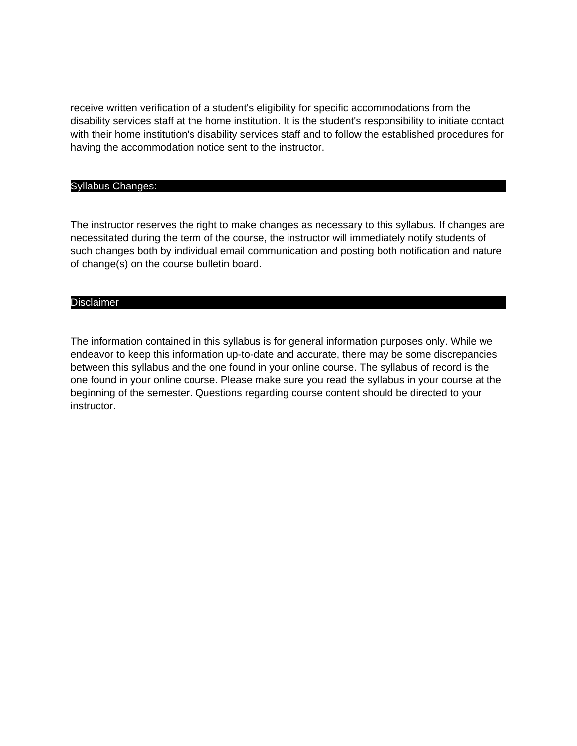receive written verification of a student's eligibility for specific accommodations from the disability services staff at the home institution. It is the student's responsibility to initiate contact with their home institution's disability services staff and to follow the established procedures for having the accommodation notice sent to the instructor.

## Syllabus Changes:

The instructor reserves the right to make changes as necessary to this syllabus. If changes are necessitated during the term of the course, the instructor will immediately notify students of such changes both by individual email communication and posting both notification and nature of change(s) on the course bulletin board.

## Disclaimer

The information contained in this syllabus is for general information purposes only. While we endeavor to keep this information up-to-date and accurate, there may be some discrepancies between this syllabus and the one found in your online course. The syllabus of record is the one found in your online course. Please make sure you read the syllabus in your course at the beginning of the semester. Questions regarding course content should be directed to your instructor.